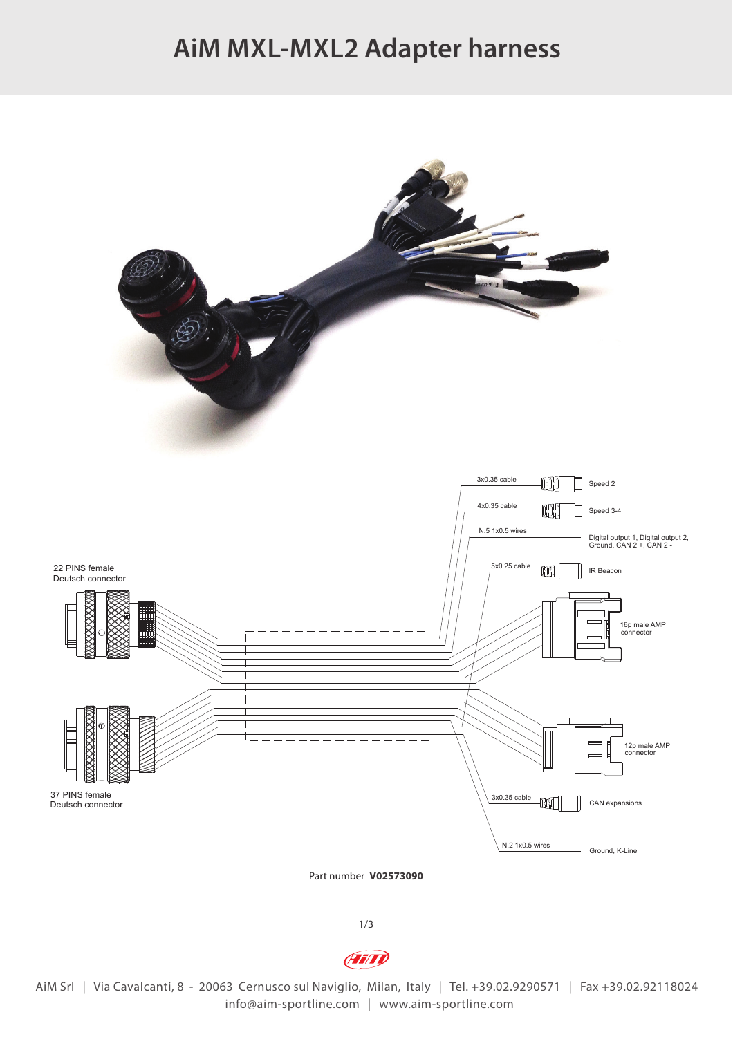# AiM MXL-MXL2 Adapter harness

3x0.35 cable — Speed 2

4x0.35 cable — Speed 3-4

N.5 1x0.5 wires — Digital output 1, Digital output 2, Ground, CAN 2 +, CAN 2 -

5x0.25 cable — IR Beacon

22 PINS female Deutsch connector

16p male AMP connector

12p male AMP connector

37 PINS female Deutsch connector

3x0.35 cable — CAN expansions

N.2 1x0.5 wires — Ground, K-Line

Part number **V02573090**

AiM Srl | Via Cavalcanti, 8 - 20063 Cernusco sul Naviglio, Milan, Italy | Tel. +39.02.9290571 | Fax +39.02.92118024
info@aim-sportline.com | www.aim-sportline.com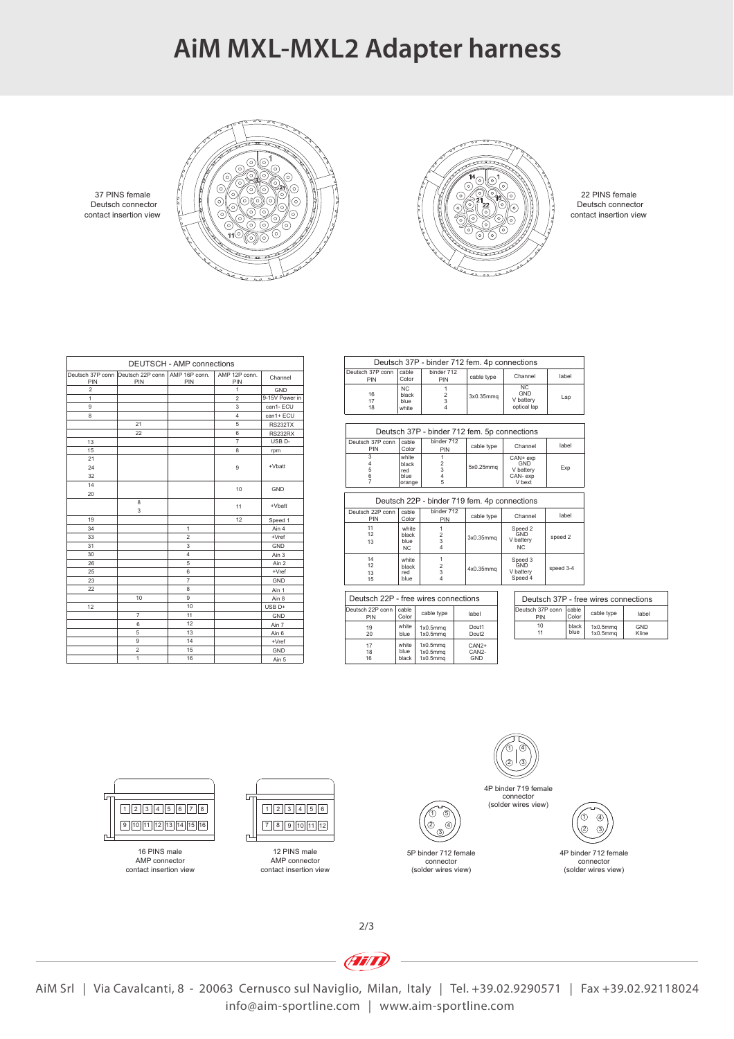# AiM MXL-MXL2 Adapter harness

37 PINS female Deutsch connector contact insertion view

22 PINS female Deutsch connector contact insertion view

| DEUTSCH - AMP connections | | | | |
|---|---|---|---|---|
| Deutsch 37P conn PIN | Deutsch 22P conn PIN | AMP 16P conn. PIN | AMP 12P conn. PIN | Channel |
| 2 | | | 1 | GND |
| 1 | | | 2 | 9-15V Power in |
| 9 | | | 3 | can1- ECU |
| 8 | | | 4 | can1+ ECU |
| | 21 | | 5 | RS232TX |
| | 22 | | 6 | RS232RX |
| 13 | | | 7 | USB D- |
| 15 | | | 8 | rpm |
| 21<br>24<br>32 | | | 9 | +Vbatt |
| 14<br>20 | | | 10 | GND |
| | 8<br>3 | | 11 | +Vbatt |
| 19 | | | 12 | Speed 1 |
| 34 | | 1 | | Ain 4 |
| 33 | | 2 | | +Vref |
| 31 | | 3 | | GND |
| 30 | | 4 | | Ain 3 |
| 26 | | 5 | | Ain 2 |
| 25 | | 6 | | +Vref |
| 23 | | 7 | | GND |
| 22 | | 8 | | Ain 1 |
| | 10 | 9 | | Ain 8 |
| 12 | | 10 | | USB D+ |
| | 7 | 11 | | GND |
| | 6 | 12 | | Ain 7 |
| | 5 | 13 | | Ain 6 |
| | 9 | 14 | | +Vref |
| | 2 | 15 | | GND |
| | 1 | 16 | | Ain 5 |

| Deutsch 37P - binder 712 fem. 4p connections | | | | | |
|---|---|---|---|---|---|
| Deutsch 37P conn PIN | cable Color | binder 712 PIN | cable type | Channel | label |
| <br>16<br>17<br>18 | NC<br>black<br>blue<br>white | 1<br>2<br>3<br>4 | 3x0.35mmq | NC<br>GND<br>V battery<br>optical lap | Lap |

| Deutsch 37P - binder 712 fem. 5p connections | | | | | |
|---|---|---|---|---|---|
| Deutsch 37P conn PIN | cable Color | binder 712 PIN | cable type | Channel | label |
| 3<br>4<br>5<br>6<br>7 | white<br>black<br>red<br>blue<br>orange | 1<br>2<br>3<br>4<br>5 | 5x0.25mmq | CAN+ exp<br>GND<br>V battery<br>CAN- exp<br>V bext | Exp |

| Deutsch 22P - binder 719 fem. 4p connections | | | | | |
|---|---|---|---|---|---|
| Deutsch 22P conn PIN | cable Color | binder 712 PIN | cable type | Channel | label |
| 11<br>12<br>13 | white<br>black<br>blue<br>NC | 1<br>2<br>3<br>4 | 3x0.35mmq | Speed 2<br>GND<br>V battery<br>NC | speed 2 |
| 14<br>12<br>13<br>15 | white<br>black<br>red<br>blue | 1<br>2<br>3<br>4 | 4x0.35mmq | Speed 3<br>GND<br>V battery<br>Speed 4 | speed 3-4 |

| Deutsch 22P - free wires connections | | | |
|---|---|---|---|
| Deutsch 22P conn PIN | cable Color | cable type | label |
| 19<br>20 | white<br>blue | 1x0.5mmq<br>1x0.5mmq | Dout1<br>Dout2 |
| 17<br>18<br>16 | white<br>blue<br>black | 1x0.5mmq<br>1x0.5mmq<br>1x0.5mmq | CAN2+<br>CAN2-<br>GND |

| Deutsch 37P - free wires connections | | | |
|---|---|---|---|
| Deutsch 37P conn PIN | cable Color | cable type | label |
| 10<br>11 | black<br>blue | 1x0.5mmq<br>1x0.5mmq | GND<br>Kline |

16 PINS male AMP connector contact insertion view

12 PINS male AMP connector contact insertion view

5P binder 712 female connector (solder wires view)

4P binder 719 female connector (solder wires view)

4P binder 712 female connector (solder wires view)

AiM Srl | Via Cavalcanti, 8 - 20063 Cernusco sul Naviglio, Milan, Italy | Tel. +39.02.9290571 | Fax +39.02.92118024
info@aim-sportline.com | www.aim-sportline.com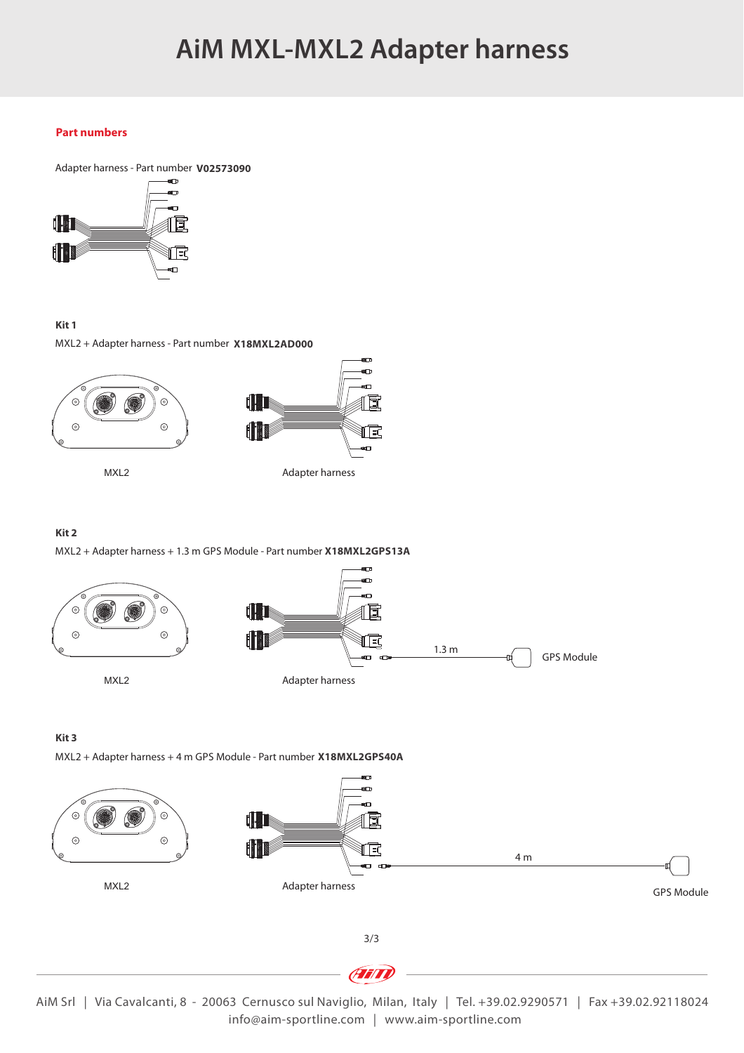# AiM MXL-MXL2 Adapter harness

## Part numbers

Adapter harness - Part number **V02573090**

**Kit 1**

MXL2 + Adapter harness - Part number **X18MXL2AD000**

MXL2

Adapter harness

**Kit 2**

MXL2 + Adapter harness + 1.3 m GPS Module - Part number **X18MXL2GPS13A**

1.3 m

GPS Module

MXL2

Adapter harness

**Kit 3**

MXL2 + Adapter harness + 4 m GPS Module - Part number **X18MXL2GPS40A**

4 m

MXL2

Adapter harness

GPS Module

AiM Srl | Via Cavalcanti, 8 - 20063 Cernusco sul Naviglio, Milan, Italy | Tel. +39.02.9290571 | Fax +39.02.92118024
info@aim-sportline.com | www.aim-sportline.com